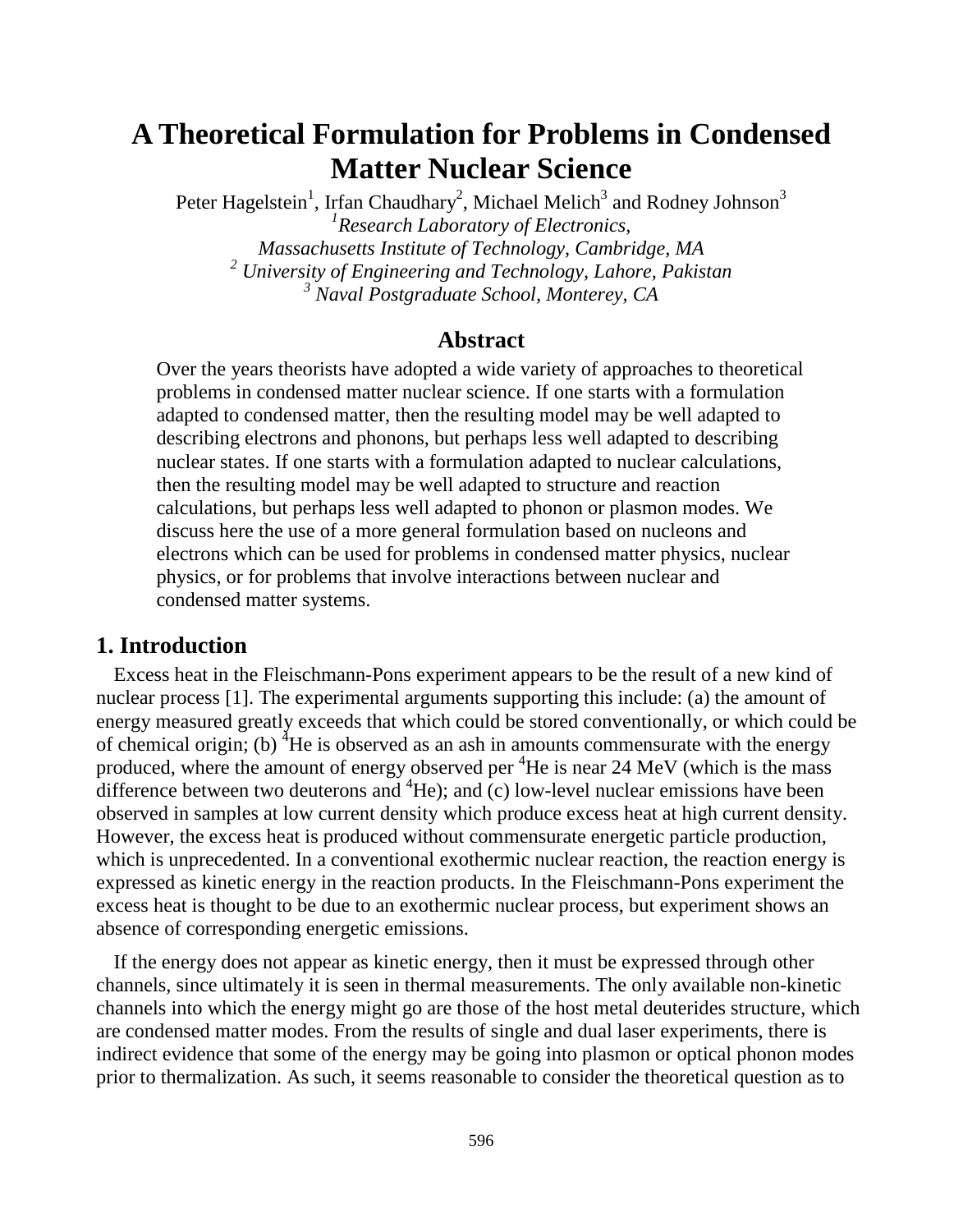# A Theoretical Formulation for Problems in Condensed Matter Nuclear Science

Peter Hagelstein[1], Irfan Chaudhary[2], Michael Melich[3] and Rodney Johnson[3]

[1] *Research Laboratory of Electronics, Massachusetts Institute of Technology, Cambridge, MA*

[2] *University of Engineering and Technology, Lahore, Pakistan*

[3] *Naval Postgraduate School, Monterey, CA*

## Abstract

Over the years theorists have adopted a wide variety of approaches to theoretical problems in condensed matter nuclear science. If one starts with a formulation adapted to condensed matter, then the resulting model may be well adapted to describing electrons and phonons, but perhaps less well adapted to describing nuclear states. If one starts with a formulation adapted to nuclear calculations, then the resulting model may be well adapted to structure and reaction calculations, but perhaps less well adapted to phonon or plasmon modes. We discuss here the use of a more general formulation based on nucleons and electrons which can be used for problems in condensed matter physics, nuclear physics, or for problems that involve interactions between nuclear and condensed matter systems.

## 1. Introduction

Excess heat in the Fleischmann-Pons experiment appears to be the result of a new kind of nuclear process [1]. The experimental arguments supporting this include: (a) the amount of energy measured greatly exceeds that which could be stored conventionally, or which could be of chemical origin; (b) $^4$He is observed as an ash in amounts commensurate with the energy produced, where the amount of energy observed per $^4$He is near 24 MeV (which is the mass difference between two deuterons and $^4$He); and (c) low-level nuclear emissions have been observed in samples at low current density which produce excess heat at high current density. However, the excess heat is produced without commensurate energetic particle production, which is unprecedented. In a conventional exothermic nuclear reaction, the reaction energy is expressed as kinetic energy in the reaction products. In the Fleischmann-Pons experiment the excess heat is thought to be due to an exothermic nuclear process, but experiment shows an absence of corresponding energetic emissions.

If the energy does not appear as kinetic energy, then it must be expressed through other channels, since ultimately it is seen in thermal measurements. The only available non-kinetic channels into which the energy might go are those of the host metal deuterides structure, which are condensed matter modes. From the results of single and dual laser experiments, there is indirect evidence that some of the energy may be going into plasmon or optical phonon modes prior to thermalization. As such, it seems reasonable to consider the theoretical question as to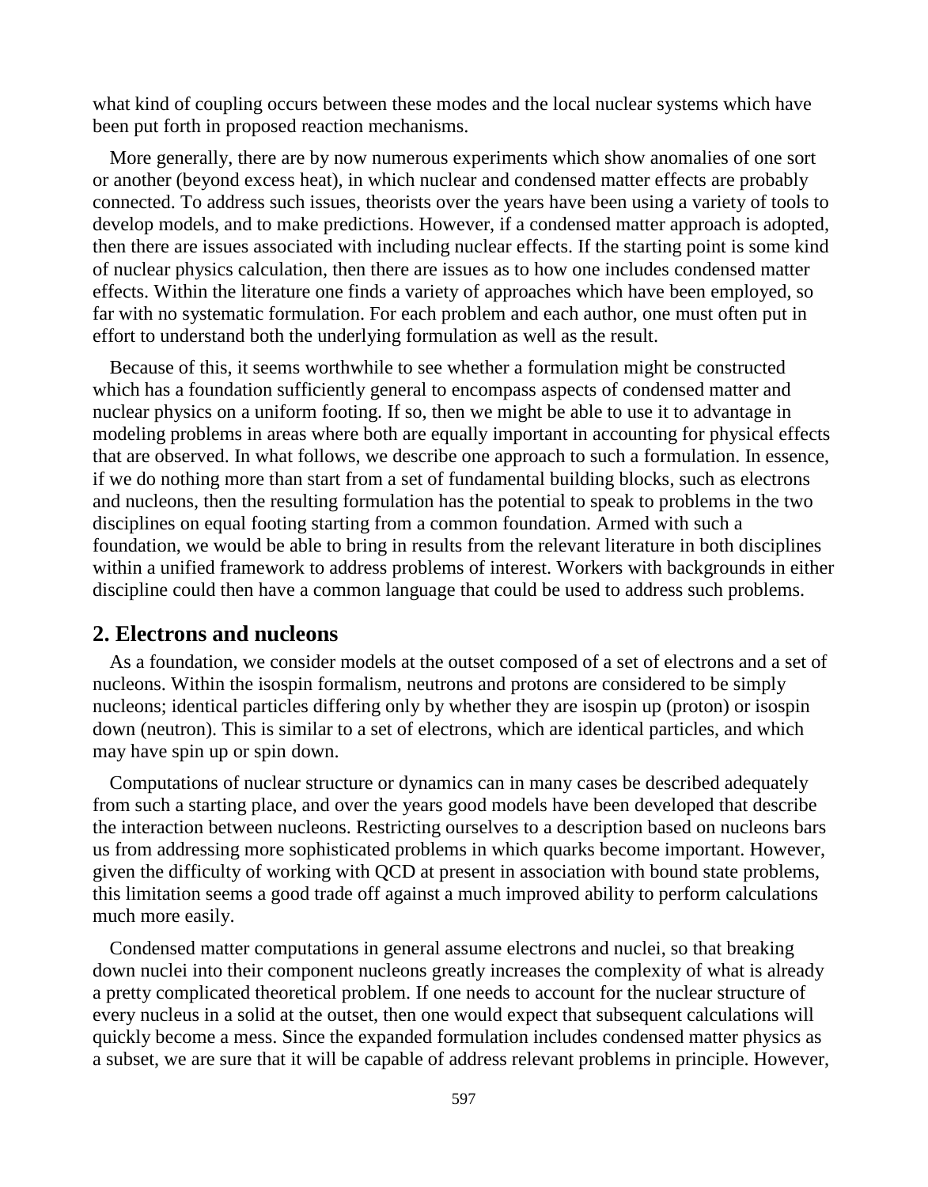what kind of coupling occurs between these modes and the local nuclear systems which have been put forth in proposed reaction mechanisms.

More generally, there are by now numerous experiments which show anomalies of one sort or another (beyond excess heat), in which nuclear and condensed matter effects are probably connected. To address such issues, theorists over the years have been using a variety of tools to develop models, and to make predictions. However, if a condensed matter approach is adopted, then there are issues associated with including nuclear effects. If the starting point is some kind of nuclear physics calculation, then there are issues as to how one includes condensed matter effects. Within the literature one finds a variety of approaches which have been employed, so far with no systematic formulation. For each problem and each author, one must often put in effort to understand both the underlying formulation as well as the result.

Because of this, it seems worthwhile to see whether a formulation might be constructed which has a foundation sufficiently general to encompass aspects of condensed matter and nuclear physics on a uniform footing. If so, then we might be able to use it to advantage in modeling problems in areas where both are equally important in accounting for physical effects that are observed. In what follows, we describe one approach to such a formulation. In essence, if we do nothing more than start from a set of fundamental building blocks, such as electrons and nucleons, then the resulting formulation has the potential to speak to problems in the two disciplines on equal footing starting from a common foundation. Armed with such a foundation, we would be able to bring in results from the relevant literature in both disciplines within a unified framework to address problems of interest. Workers with backgrounds in either discipline could then have a common language that could be used to address such problems.

## 2. Electrons and nucleons

As a foundation, we consider models at the outset composed of a set of electrons and a set of nucleons. Within the isospin formalism, neutrons and protons are considered to be simply nucleons; identical particles differing only by whether they are isospin up (proton) or isospin down (neutron). This is similar to a set of electrons, which are identical particles, and which may have spin up or spin down.

Computations of nuclear structure or dynamics can in many cases be described adequately from such a starting place, and over the years good models have been developed that describe the interaction between nucleons. Restricting ourselves to a description based on nucleons bars us from addressing more sophisticated problems in which quarks become important. However, given the difficulty of working with QCD at present in association with bound state problems, this limitation seems a good trade off against a much improved ability to perform calculations much more easily.

Condensed matter computations in general assume electrons and nuclei, so that breaking down nuclei into their component nucleons greatly increases the complexity of what is already a pretty complicated theoretical problem. If one needs to account for the nuclear structure of every nucleus in a solid at the outset, then one would expect that subsequent calculations will quickly become a mess. Since the expanded formulation includes condensed matter physics as a subset, we are sure that it will be capable of address relevant problems in principle. However,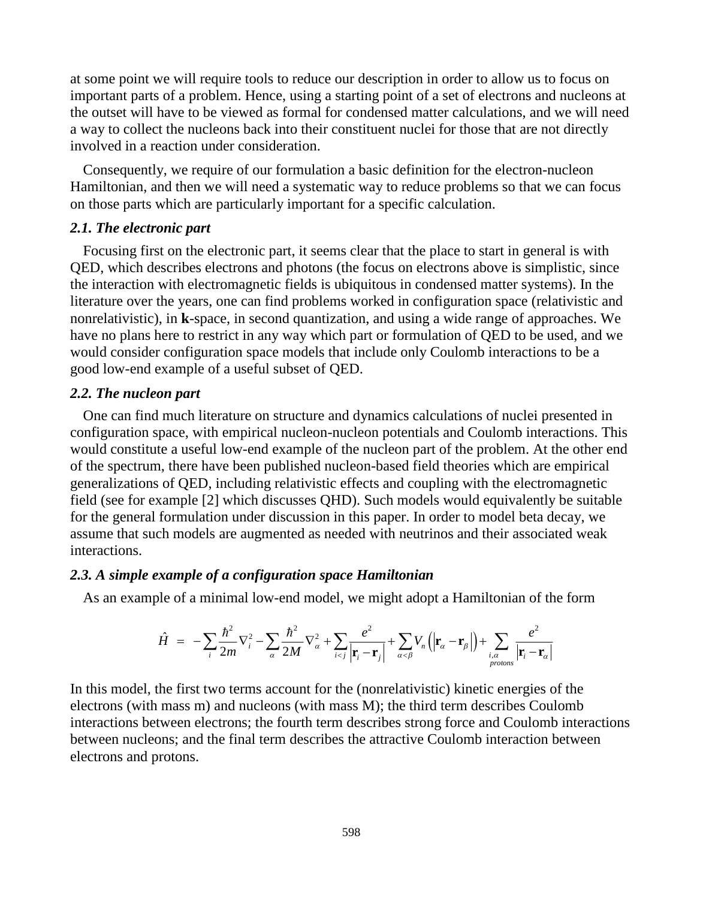at some point we will require tools to reduce our description in order to allow us to focus on important parts of a problem. Hence, using a starting point of a set of electrons and nucleons at the outset will have to be viewed as formal for condensed matter calculations, and we will need a way to collect the nucleons back into their constituent nuclei for those that are not directly involved in a reaction under consideration.

Consequently, we require of our formulation a basic definition for the electron-nucleon Hamiltonian, and then we will need a systematic way to reduce problems so that we can focus on those parts which are particularly important for a specific calculation.

### *2.1. The electronic part*

Focusing first on the electronic part, it seems clear that the place to start in general is with QED, which describes electrons and photons (the focus on electrons above is simplistic, since the interaction with electromagnetic fields is ubiquitous in condensed matter systems). In the literature over the years, one can find problems worked in configuration space (relativistic and nonrelativistic), in **k**-space, in second quantization, and using a wide range of approaches. We have no plans here to restrict in any way which part or formulation of QED to be used, and we would consider configuration space models that include only Coulomb interactions to be a good low-end example of a useful subset of QED.

### *2.2. The nucleon part*

One can find much literature on structure and dynamics calculations of nuclei presented in configuration space, with empirical nucleon-nucleon potentials and Coulomb interactions. This would constitute a useful low-end example of the nucleon part of the problem. At the other end of the spectrum, there have been published nucleon-based field theories which are empirical generalizations of QED, including relativistic effects and coupling with the electromagnetic field (see for example [2] which discusses QHD). Such models would equivalently be suitable for the general formulation under discussion in this paper. In order to model beta decay, we assume that such models are augmented as needed with neutrinos and their associated weak interactions.

### *2.3. A simple example of a configuration space Hamiltonian*

As an example of a minimal low-end model, we might adopt a Hamiltonian of the form

$$\hat{H} \;=\; -\sum_i \frac{\hbar^2}{2m}\nabla_i^2 - \sum_\alpha \frac{\hbar^2}{2M}\nabla_\alpha^2 + \sum_{i<j} \frac{e^2}{\left|\mathbf{r}_i - \mathbf{r}_j\right|} + \sum_{\alpha<\beta} V_n\left(\left|\mathbf{r}_\alpha - \mathbf{r}_\beta\right|\right) + \sum_{\substack{i,\alpha \\ protons}} \frac{e^2}{\left|\mathbf{r}_i - \mathbf{r}_\alpha\right|}$$

In this model, the first two terms account for the (nonrelativistic) kinetic energies of the electrons (with mass m) and nucleons (with mass M); the third term describes Coulomb interactions between electrons; the fourth term describes strong force and Coulomb interactions between nucleons; and the final term describes the attractive Coulomb interaction between electrons and protons.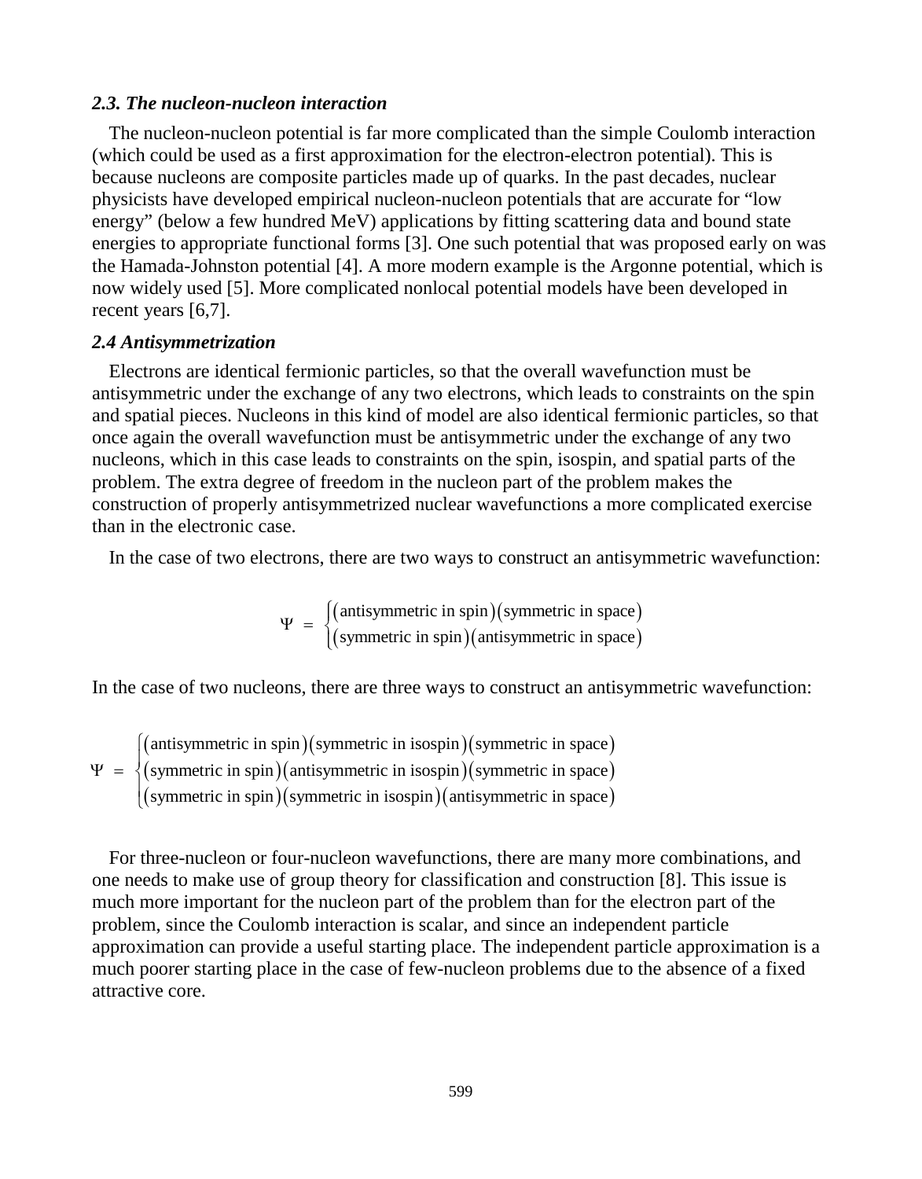### *2.3. The nucleon-nucleon interaction*

The nucleon-nucleon potential is far more complicated than the simple Coulomb interaction (which could be used as a first approximation for the electron-electron potential). This is because nucleons are composite particles made up of quarks. In the past decades, nuclear physicists have developed empirical nucleon-nucleon potentials that are accurate for "low energy" (below a few hundred MeV) applications by fitting scattering data and bound state energies to appropriate functional forms [3]. One such potential that was proposed early on was the Hamada-Johnston potential [4]. A more modern example is the Argonne potential, which is now widely used [5]. More complicated nonlocal potential models have been developed in recent years [6,7].

### *2.4 Antisymmetrization*

Electrons are identical fermionic particles, so that the overall wavefunction must be antisymmetric under the exchange of any two electrons, which leads to constraints on the spin and spatial pieces. Nucleons in this kind of model are also identical fermionic particles, so that once again the overall wavefunction must be antisymmetric under the exchange of any two nucleons, which in this case leads to constraints on the spin, isospin, and spatial parts of the problem. The extra degree of freedom in the nucleon part of the problem makes the construction of properly antisymmetrized nuclear wavefunctions a more complicated exercise than in the electronic case.

In the case of two electrons, there are two ways to construct an antisymmetric wavefunction:

$$\Psi = \begin{cases} (\text{antisymmetric in spin})(\text{symmetric in space}) \\ (\text{symmetric in spin})(\text{antisymmetric in space}) \end{cases}$$

In the case of two nucleons, there are three ways to construct an antisymmetric wavefunction:

$$\Psi = \begin{cases} (\text{antisymmetric in spin})(\text{symmetric in isospin})(\text{symmetric in space}) \\ (\text{symmetric in spin})(\text{antisymmetric in isospin})(\text{symmetric in space}) \\ (\text{symmetric in spin})(\text{symmetric in isospin})(\text{antisymmetric in space}) \end{cases}$$

For three-nucleon or four-nucleon wavefunctions, there are many more combinations, and one needs to make use of group theory for classification and construction [8]. This issue is much more important for the nucleon part of the problem than for the electron part of the problem, since the Coulomb interaction is scalar, and since an independent particle approximation can provide a useful starting place. The independent particle approximation is a much poorer starting place in the case of few-nucleon problems due to the absence of a fixed attractive core.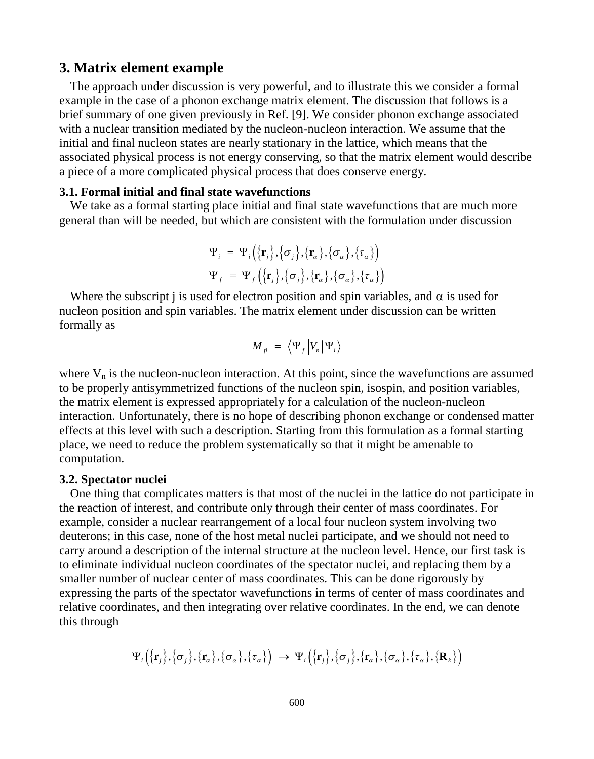## 3. Matrix element example

The approach under discussion is very powerful, and to illustrate this we consider a formal example in the case of a phonon exchange matrix element. The discussion that follows is a brief summary of one given previously in Ref. [9]. We consider phonon exchange associated with a nuclear transition mediated by the nucleon-nucleon interaction. We assume that the initial and final nucleon states are nearly stationary in the lattice, which means that the associated physical process is not energy conserving, so that the matrix element would describe a piece of a more complicated physical process that does conserve energy.

### 3.1. Formal initial and final state wavefunctions

We take as a formal starting place initial and final state wavefunctions that are much more general than will be needed, but which are consistent with the formulation under discussion

$$\Psi_i = \Psi_i\left(\{\mathbf{r}_j\},\{\sigma_j\},\{\mathbf{r}_\alpha\},\{\sigma_\alpha\},\{\tau_\alpha\}\right)$$
$$\Psi_f = \Psi_f\left(\{\mathbf{r}_j\},\{\sigma_j\},\{\mathbf{r}_\alpha\},\{\sigma_\alpha\},\{\tau_\alpha\}\right)$$

Where the subscript j is used for electron position and spin variables, and $\alpha$ is used for nucleon position and spin variables. The matrix element under discussion can be written formally as

$$M_{fi} = \left\langle \Psi_f \middle| V_n \middle| \Psi_i \right\rangle$$

where $V_n$ is the nucleon-nucleon interaction. At this point, since the wavefunctions are assumed to be properly antisymmetrized functions of the nucleon spin, isospin, and position variables, the matrix element is expressed appropriately for a calculation of the nucleon-nucleon interaction. Unfortunately, there is no hope of describing phonon exchange or condensed matter effects at this level with such a description. Starting from this formulation as a formal starting place, we need to reduce the problem systematically so that it might be amenable to computation.

### 3.2. Spectator nuclei

One thing that complicates matters is that most of the nuclei in the lattice do not participate in the reaction of interest, and contribute only through their center of mass coordinates. For example, consider a nuclear rearrangement of a local four nucleon system involving two deuterons; in this case, none of the host metal nuclei participate, and we should not need to carry around a description of the internal structure at the nucleon level. Hence, our first task is to eliminate individual nucleon coordinates of the spectator nuclei, and replacing them by a smaller number of nuclear center of mass coordinates. This can be done rigorously by expressing the parts of the spectator wavefunctions in terms of center of mass coordinates and relative coordinates, and then integrating over relative coordinates. In the end, we can denote this through

$$\Psi_i\left(\{\mathbf{r}_j\},\{\sigma_j\},\{\mathbf{r}_\alpha\},\{\sigma_\alpha\},\{\tau_\alpha\}\right) \rightarrow \Psi_i\left(\{\mathbf{r}_j\},\{\sigma_j\},\{\mathbf{r}_\alpha\},\{\sigma_\alpha\},\{\tau_\alpha\},\{\mathbf{R}_k\}\right)$$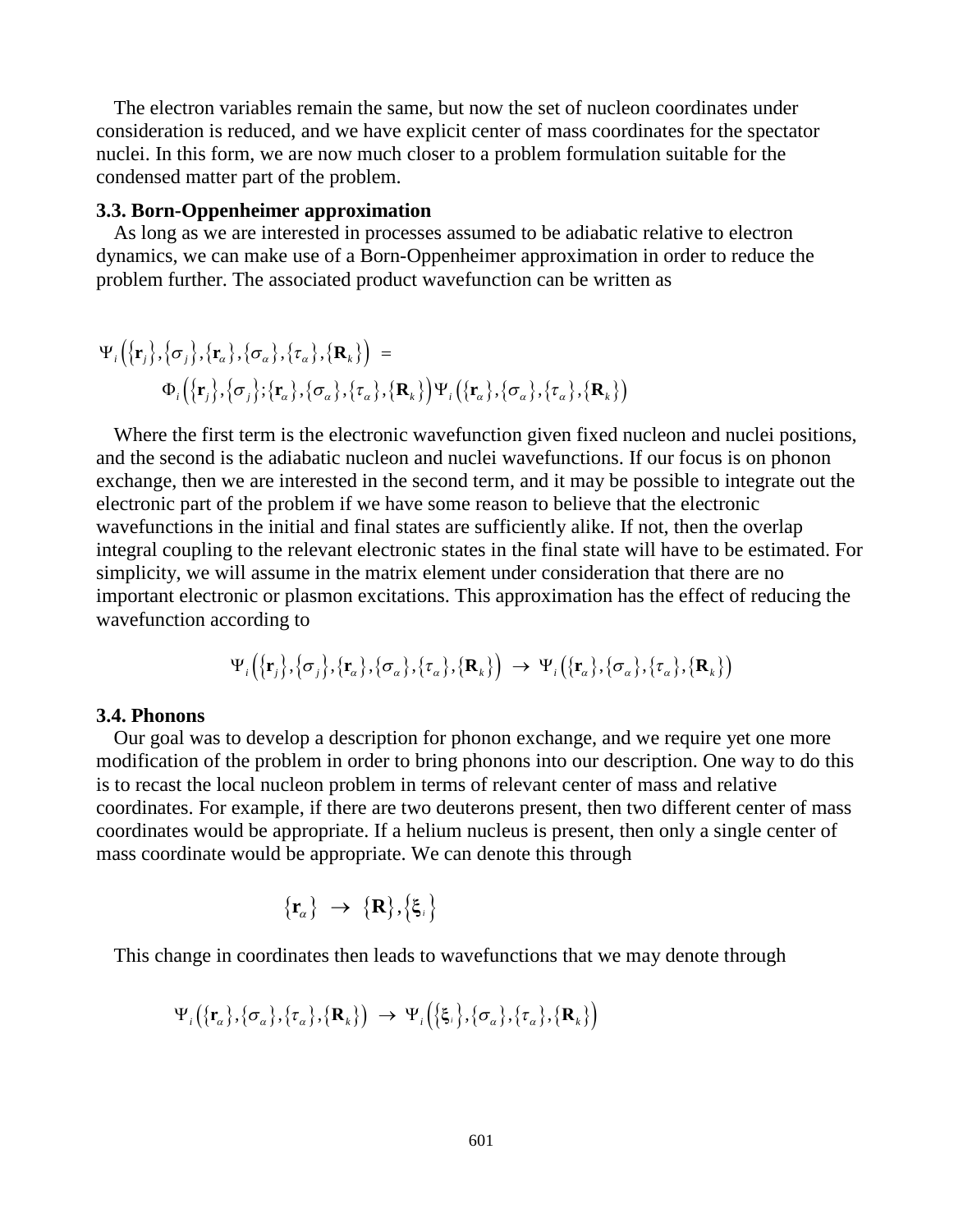The electron variables remain the same, but now the set of nucleon coordinates under consideration is reduced, and we have explicit center of mass coordinates for the spectator nuclei. In this form, we are now much closer to a problem formulation suitable for the condensed matter part of the problem.

### 3.3. Born-Oppenheimer approximation

As long as we are interested in processes assumed to be adiabatic relative to electron dynamics, we can make use of a Born-Oppenheimer approximation in order to reduce the problem further. The associated product wavefunction can be written as

$$\Psi_i\left(\{\mathbf{r}_j\},\{\sigma_j\},\{\mathbf{r}_\alpha\},\{\sigma_\alpha\},\{\tau_\alpha\},\{\mathbf{R}_k\}\right) = \Phi_i\left(\{\mathbf{r}_j\},\{\sigma_j\};\{\mathbf{r}_\alpha\},\{\sigma_\alpha\},\{\tau_\alpha\},\{\mathbf{R}_k\}\right)\Psi_i\left(\{\mathbf{r}_\alpha\},\{\sigma_\alpha\},\{\tau_\alpha\},\{\mathbf{R}_k\}\right)$$

Where the first term is the electronic wavefunction given fixed nucleon and nuclei positions, and the second is the adiabatic nucleon and nuclei wavefunctions. If our focus is on phonon exchange, then we are interested in the second term, and it may be possible to integrate out the electronic part of the problem if we have some reason to believe that the electronic wavefunctions in the initial and final states are sufficiently alike. If not, then the overlap integral coupling to the relevant electronic states in the final state will have to be estimated. For simplicity, we will assume in the matrix element under consideration that there are no important electronic or plasmon excitations. This approximation has the effect of reducing the wavefunction according to

$$\Psi_i\left(\{\mathbf{r}_j\},\{\sigma_j\},\{\mathbf{r}_\alpha\},\{\sigma_\alpha\},\{\tau_\alpha\},\{\mathbf{R}_k\}\right) \rightarrow \Psi_i\left(\{\mathbf{r}_\alpha\},\{\sigma_\alpha\},\{\tau_\alpha\},\{\mathbf{R}_k\}\right)$$

### 3.4. Phonons

Our goal was to develop a description for phonon exchange, and we require yet one more modification of the problem in order to bring phonons into our description. One way to do this is to recast the local nucleon problem in terms of relevant center of mass and relative coordinates. For example, if there are two deuterons present, then two different center of mass coordinates would be appropriate. If a helium nucleus is present, then only a single center of mass coordinate would be appropriate. We can denote this through

$$\{\mathbf{r}_\alpha\} \rightarrow \{\mathbf{R}\},\{\xi_i\}$$

This change in coordinates then leads to wavefunctions that we may denote through

$$\Psi_i\left(\{\mathbf{r}_\alpha\},\{\sigma_\alpha\},\{\tau_\alpha\},\{\mathbf{R}_k\}\right) \rightarrow \Psi_i\left(\{\xi_i\},\{\sigma_\alpha\},\{\tau_\alpha\},\{\mathbf{R}_k\}\right)$$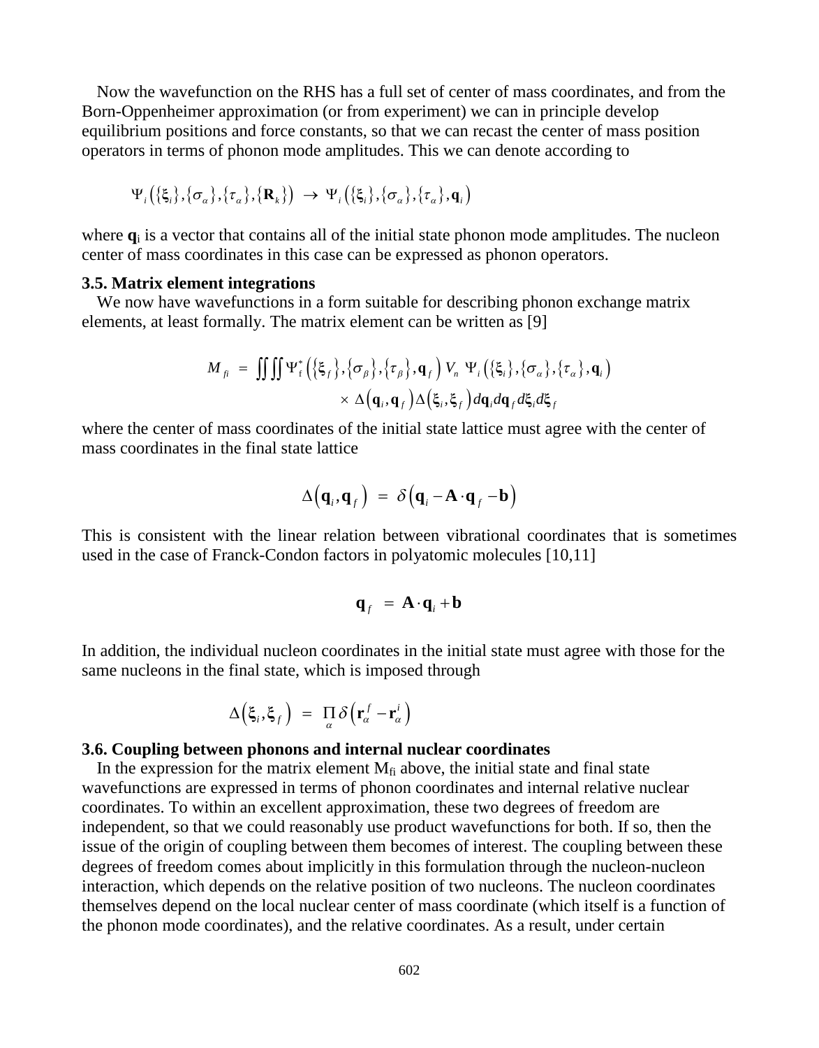Now the wavefunction on the RHS has a full set of center of mass coordinates, and from the Born-Oppenheimer approximation (or from experiment) we can in principle develop equilibrium positions and force constants, so that we can recast the center of mass position operators in terms of phonon mode amplitudes. This we can denote according to

$$\Psi_i\left(\{\boldsymbol{\xi}_i\},\{\sigma_\alpha\},\{\tau_\alpha\},\{\mathbf{R}_k\}\right) \rightarrow \Psi_i\left(\{\boldsymbol{\xi}_i\},\{\sigma_\alpha\},\{\tau_\alpha\},\mathbf{q}_i\right)$$

where $\mathbf{q}_i$ is a vector that contains all of the initial state phonon mode amplitudes. The nucleon center of mass coordinates in this case can be expressed as phonon operators.

### 3.5. Matrix element integrations

We now have wavefunctions in a form suitable for describing phonon exchange matrix elements, at least formally. The matrix element can be written as [9]

$$M_{fi} = \iint\iint \Psi_f^*\left(\{\boldsymbol{\xi}_f\},\{\sigma_\beta\},\{\tau_\beta\},\mathbf{q}_f\right) V_n \; \Psi_i\left(\{\boldsymbol{\xi}_i\},\{\sigma_\alpha\},\{\tau_\alpha\},\mathbf{q}_i\right) \times \Delta\left(\mathbf{q}_i,\mathbf{q}_f\right)\Delta\left(\boldsymbol{\xi}_i,\boldsymbol{\xi}_f\right) d\mathbf{q}_i d\mathbf{q}_f d\boldsymbol{\xi}_i d\boldsymbol{\xi}_f$$

where the center of mass coordinates of the initial state lattice must agree with the center of mass coordinates in the final state lattice

$$\Delta\left(\mathbf{q}_i,\mathbf{q}_f\right) = \delta\left(\mathbf{q}_i - \mathbf{A}\cdot\mathbf{q}_f - \mathbf{b}\right)$$

This is consistent with the linear relation between vibrational coordinates that is sometimes used in the case of Franck-Condon factors in polyatomic molecules [10,11]

$$\mathbf{q}_f = \mathbf{A}\cdot\mathbf{q}_i + \mathbf{b}$$

In addition, the individual nucleon coordinates in the initial state must agree with those for the same nucleons in the final state, which is imposed through

$$\Delta\left(\boldsymbol{\xi}_i,\boldsymbol{\xi}_f\right) = \prod_\alpha \delta\left(\mathbf{r}_\alpha^f - \mathbf{r}_\alpha^i\right)$$

### 3.6. Coupling between phonons and internal nuclear coordinates

In the expression for the matrix element $M_{fi}$ above, the initial state and final state wavefunctions are expressed in terms of phonon coordinates and internal relative nuclear coordinates. To within an excellent approximation, these two degrees of freedom are independent, so that we could reasonably use product wavefunctions for both. If so, then the issue of the origin of coupling between them becomes of interest. The coupling between these degrees of freedom comes about implicitly in this formulation through the nucleon-nucleon interaction, which depends on the relative position of two nucleons. The nucleon coordinates themselves depend on the local nuclear center of mass coordinate (which itself is a function of the phonon mode coordinates), and the relative coordinates. As a result, under certain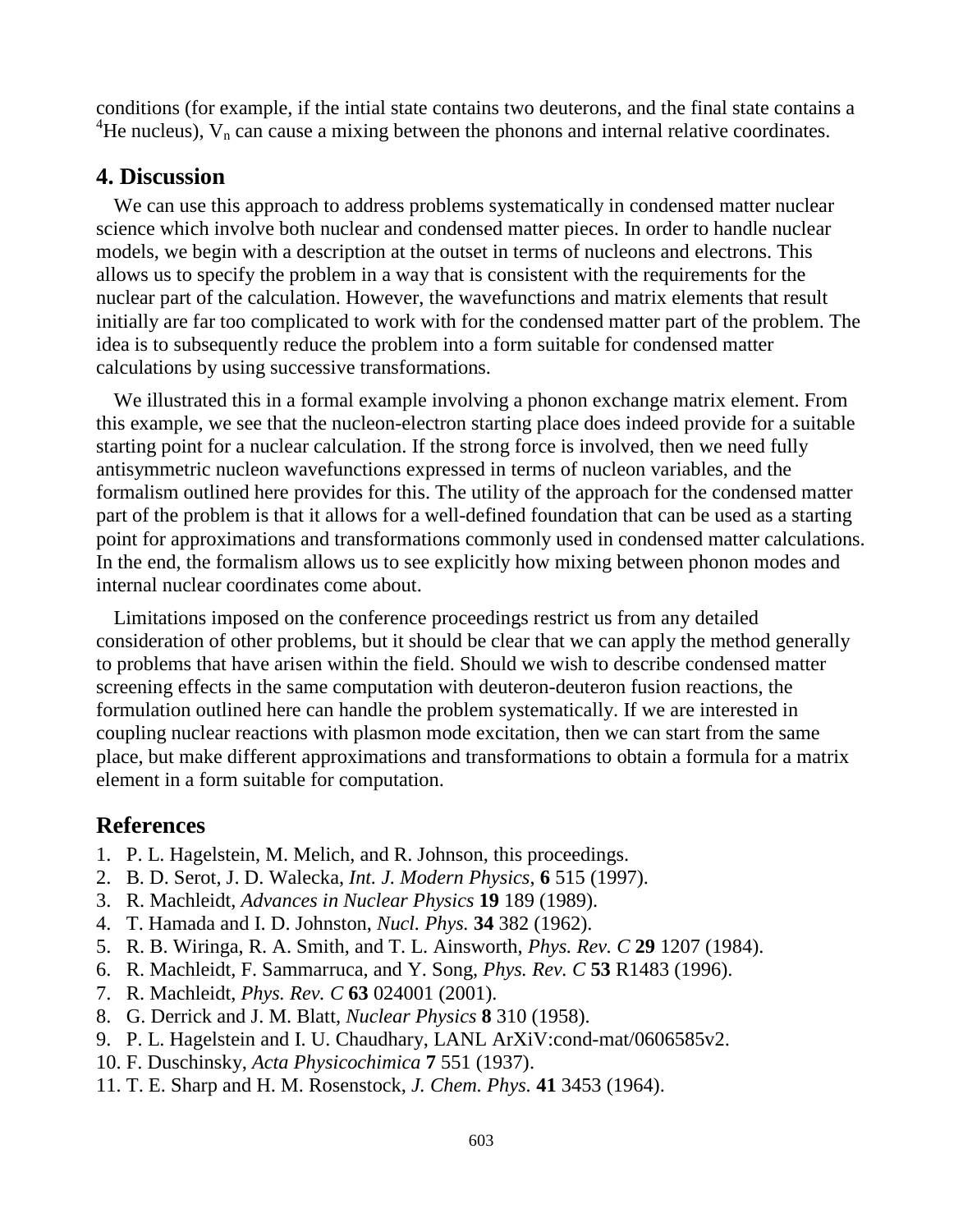conditions (for example, if the intial state contains two deuterons, and the final state contains a $^4$He nucleus), $V_n$ can cause a mixing between the phonons and internal relative coordinates.

## 4. Discussion

We can use this approach to address problems systematically in condensed matter nuclear science which involve both nuclear and condensed matter pieces. In order to handle nuclear models, we begin with a description at the outset in terms of nucleons and electrons. This allows us to specify the problem in a way that is consistent with the requirements for the nuclear part of the calculation. However, the wavefunctions and matrix elements that result initially are far too complicated to work with for the condensed matter part of the problem. The idea is to subsequently reduce the problem into a form suitable for condensed matter calculations by using successive transformations.

We illustrated this in a formal example involving a phonon exchange matrix element. From this example, we see that the nucleon-electron starting place does indeed provide for a suitable starting point for a nuclear calculation. If the strong force is involved, then we need fully antisymmetric nucleon wavefunctions expressed in terms of nucleon variables, and the formalism outlined here provides for this. The utility of the approach for the condensed matter part of the problem is that it allows for a well-defined foundation that can be used as a starting point for approximations and transformations commonly used in condensed matter calculations. In the end, the formalism allows us to see explicitly how mixing between phonon modes and internal nuclear coordinates come about.

Limitations imposed on the conference proceedings restrict us from any detailed consideration of other problems, but it should be clear that we can apply the method generally to problems that have arisen within the field. Should we wish to describe condensed matter screening effects in the same computation with deuteron-deuteron fusion reactions, the formulation outlined here can handle the problem systematically. If we are interested in coupling nuclear reactions with plasmon mode excitation, then we can start from the same place, but make different approximations and transformations to obtain a formula for a matrix element in a form suitable for computation.

## References

1. P. L. Hagelstein, M. Melich, and R. Johnson, this proceedings.
2. B. D. Serot, J. D. Walecka, *Int. J. Modern Physics*, **6** 515 (1997).
3. R. Machleidt, *Advances in Nuclear Physics* **19** 189 (1989).
4. T. Hamada and I. D. Johnston, *Nucl. Phys.* **34** 382 (1962).
5. R. B. Wiringa, R. A. Smith, and T. L. Ainsworth, *Phys. Rev. C* **29** 1207 (1984).
6. R. Machleidt, F. Sammarruca, and Y. Song, *Phys. Rev. C* **53** R1483 (1996).
7. R. Machleidt, *Phys. Rev. C* **63** 024001 (2001).
8. G. Derrick and J. M. Blatt, *Nuclear Physics* **8** 310 (1958).
9. P. L. Hagelstein and I. U. Chaudhary, LANL ArXiV:cond-mat/0606585v2.
10. F. Duschinsky, *Acta Physicochimica* **7** 551 (1937).
11. T. E. Sharp and H. M. Rosenstock, *J. Chem. Phys.* **41** 3453 (1964).